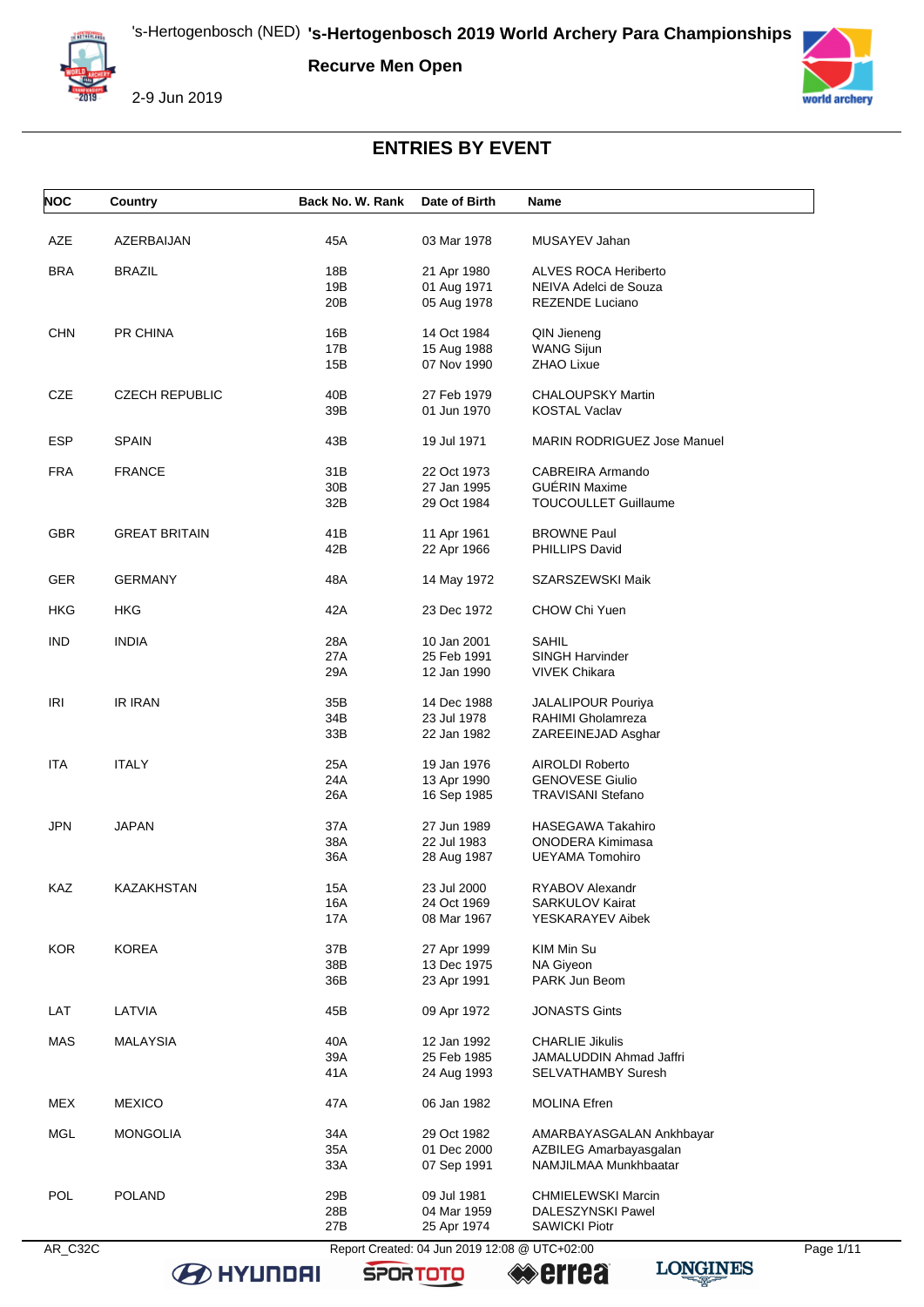# 's-Hertogenbosch 2019 World Archery Para Championships

's-Hertogenbosch (NED)

**Recurve Men Open**

2-9 Jun 2019

## ENTRIES BY EVENT

| NOC | Country | Back No. | W. Rank | Date of Birth | Name |
|---|---|---|---|---|---|
| AZE | AZERBAIJAN | 45A | | 03 Mar 1978 | MUSAYEV Jahan |
| BRA | BRAZIL | 18B | | 21 Apr 1980 | ALVES ROCA Heriberto |
| | | 19B | | 01 Aug 1971 | NEIVA Adelci de Souza |
| | | 20B | | 05 Aug 1978 | REZENDE Luciano |
| CHN | PR CHINA | 16B | | 14 Oct 1984 | QIN Jieneng |
| | | 17B | | 15 Aug 1988 | WANG Sijun |
| | | 15B | | 07 Nov 1990 | ZHAO Lixue |
| CZE | CZECH REPUBLIC | 40B | | 27 Feb 1979 | CHALOUPSKY Martin |
| | | 39B | | 01 Jun 1970 | KOSTAL Vaclav |
| ESP | SPAIN | 43B | | 19 Jul 1971 | MARIN RODRIGUEZ Jose Manuel |
| FRA | FRANCE | 31B | | 22 Oct 1973 | CABREIRA Armando |
| | | 30B | | 27 Jan 1995 | GUÉRIN Maxime |
| | | 32B | | 29 Oct 1984 | TOUCOULLET Guillaume |
| GBR | GREAT BRITAIN | 41B | | 11 Apr 1961 | BROWNE Paul |
| | | 42B | | 22 Apr 1966 | PHILLIPS David |
| GER | GERMANY | 48A | | 14 May 1972 | SZARSZEWSKI Maik |
| HKG | HKG | 42A | | 23 Dec 1972 | CHOW Chi Yuen |
| IND | INDIA | 28A | | 10 Jan 2001 | SAHIL |
| | | 27A | | 25 Feb 1991 | SINGH Harvinder |
| | | 29A | | 12 Jan 1990 | VIVEK Chikara |
| IRI | IR IRAN | 35B | | 14 Dec 1988 | JALALIPOUR Pouriya |
| | | 34B | | 23 Jul 1978 | RAHIMI Gholamreza |
| | | 33B | | 22 Jan 1982 | ZAREEINEJAD Asghar |
| ITA | ITALY | 25A | | 19 Jan 1976 | AIROLDI Roberto |
| | | 24A | | 13 Apr 1990 | GENOVESE Giulio |
| | | 26A | | 16 Sep 1985 | TRAVISANI Stefano |
| JPN | JAPAN | 37A | | 27 Jun 1989 | HASEGAWA Takahiro |
| | | 38A | | 22 Jul 1983 | ONODERA Kimimasa |
| | | 36A | | 28 Aug 1987 | UEYAMA Tomohiro |
| KAZ | KAZAKHSTAN | 15A | | 23 Jul 2000 | RYABOV Alexandr |
| | | 16A | | 24 Oct 1969 | SARKULOV Kairat |
| | | 17A | | 08 Mar 1967 | YESKARAYEV Aibek |
| KOR | KOREA | 37B | | 27 Apr 1999 | KIM Min Su |
| | | 38B | | 13 Dec 1975 | NA Giyeon |
| | | 36B | | 23 Apr 1991 | PARK Jun Beom |
| LAT | LATVIA | 45B | | 09 Apr 1972 | JONASTS Gints |
| MAS | MALAYSIA | 40A | | 12 Jan 1992 | CHARLIE Jikulis |
| | | 39A | | 25 Feb 1985 | JAMALUDDIN Ahmad Jaffri |
| | | 41A | | 24 Aug 1993 | SELVATHAMBY Suresh |
| MEX | MEXICO | 47A | | 06 Jan 1982 | MOLINA Efren |
| MGL | MONGOLIA | 34A | | 29 Oct 1982 | AMARBAYASGALAN Ankhbayar |
| | | 35A | | 01 Dec 2000 | AZBILEG Amarbayasgalan |
| | | 33A | | 07 Sep 1991 | NAMJILMAA Munkhbaatar |
| POL | POLAND | 29B | | 09 Jul 1981 | CHMIELEWSKI Marcin |
| | | 28B | | 04 Mar 1959 | DALESZYNSKI Pawel |
| | | 27B | | 25 Apr 1974 | SAWICKI Piotr |

AR_C32C Report Created: 04 Jun 2019 12:08 @ UTC+02:00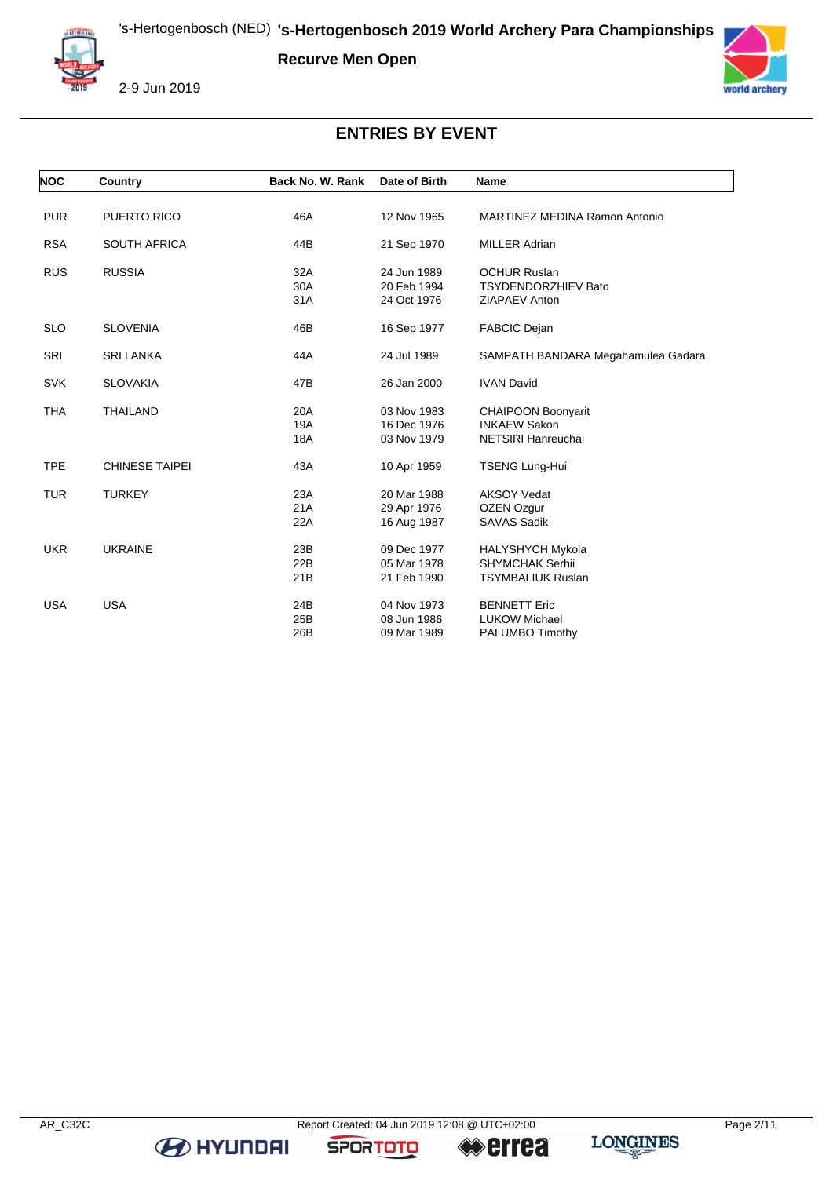## ENTRIES BY EVENT

| NOC | Country | Back No. | W. Rank | Date of Birth | Name |
|---|---|---|---|---|---|
| PUR | PUERTO RICO | 46A | | 12 Nov 1965 | MARTINEZ MEDINA Ramon Antonio |
| RSA | SOUTH AFRICA | 44B | | 21 Sep 1970 | MILLER Adrian |
| RUS | RUSSIA | 32A | | 24 Jun 1989 | OCHUR Ruslan |
| | | 30A | | 20 Feb 1994 | TSYDENDORZHIEV Bato |
| | | 31A | | 24 Oct 1976 | ZIAPAEV Anton |
| SLO | SLOVENIA | 46B | | 16 Sep 1977 | FABCIC Dejan |
| SRI | SRI LANKA | 44A | | 24 Jul 1989 | SAMPATH BANDARA Megahamulea Gadara |
| SVK | SLOVAKIA | 47B | | 26 Jan 2000 | IVAN David |
| THA | THAILAND | 20A | | 03 Nov 1983 | CHAIPOON Boonyarit |
| | | 19A | | 16 Dec 1976 | INKAEW Sakon |
| | | 18A | | 03 Nov 1979 | NETSIRI Hanreuchai |
| TPE | CHINESE TAIPEI | 43A | | 10 Apr 1959 | TSENG Lung-Hui |
| TUR | TURKEY | 23A | | 20 Mar 1988 | AKSOY Vedat |
| | | 21A | | 29 Apr 1976 | OZEN Ozgur |
| | | 22A | | 16 Aug 1987 | SAVAS Sadik |
| UKR | UKRAINE | 23B | | 09 Dec 1977 | HALYSHYCH Mykola |
| | | 22B | | 05 Mar 1978 | SHYMCHAK Serhii |
| | | 21B | | 21 Feb 1990 | TSYMBALIUK Ruslan |
| USA | USA | 24B | | 04 Nov 1973 | BENNETT Eric |
| | | 25B | | 08 Jun 1986 | LUKOW Michael |
| | | 26B | | 09 Mar 1989 | PALUMBO Timothy |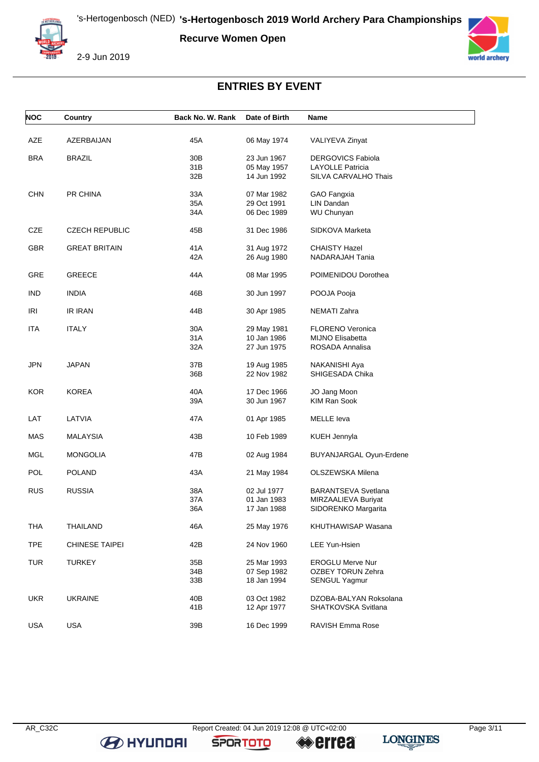# 's-Hertogenbosch 2019 World Archery Para Championships

## Recurve Women Open

2-9 Jun 2019

## ENTRIES BY EVENT

| NOC | Country | Back No. | W. Rank | Date of Birth | Name |
|---|---|---|---|---|---|
| AZE | AZERBAIJAN | 45A | | 06 May 1974 | VALIYEVA Zinyat |
| BRA | BRAZIL | 30B | | 23 Jun 1967 | DERGOVICS Fabiola |
| | | 31B | | 05 May 1957 | LAYOLLE Patricia |
| | | 32B | | 14 Jun 1992 | SILVA CARVALHO Thais |
| CHN | PR CHINA | 33A | | 07 Mar 1982 | GAO Fangxia |
| | | 35A | | 29 Oct 1991 | LIN Dandan |
| | | 34A | | 06 Dec 1989 | WU Chunyan |
| CZE | CZECH REPUBLIC | 45B | | 31 Dec 1986 | SIDKOVA Marketa |
| GBR | GREAT BRITAIN | 41A | | 31 Aug 1972 | CHAISTY Hazel |
| | | 42A | | 26 Aug 1980 | NADARAJAH Tania |
| GRE | GREECE | 44A | | 08 Mar 1995 | POIMENIDOU Dorothea |
| IND | INDIA | 46B | | 30 Jun 1997 | POOJA Pooja |
| IRI | IR IRAN | 44B | | 30 Apr 1985 | NEMATI Zahra |
| ITA | ITALY | 30A | | 29 May 1981 | FLORENO Veronica |
| | | 31A | | 10 Jan 1986 | MIJNO Elisabetta |
| | | 32A | | 27 Jun 1975 | ROSADA Annalisa |
| JPN | JAPAN | 37B | | 19 Aug 1985 | NAKANISHI Aya |
| | | 36B | | 22 Nov 1982 | SHIGESADA Chika |
| KOR | KOREA | 40A | | 17 Dec 1966 | JO Jang Moon |
| | | 39A | | 30 Jun 1967 | KIM Ran Sook |
| LAT | LATVIA | 47A | | 01 Apr 1985 | MELLE Ieva |
| MAS | MALAYSIA | 43B | | 10 Feb 1989 | KUEH Jennyla |
| MGL | MONGOLIA | 47B | | 02 Aug 1984 | BUYANJARGAL Oyun-Erdene |
| POL | POLAND | 43A | | 21 May 1984 | OLSZEWSKA Milena |
| RUS | RUSSIA | 38A | | 02 Jul 1977 | BARANTSEVA Svetlana |
| | | 37A | | 01 Jan 1983 | MIRZAALIEVA Buriyat |
| | | 36A | | 17 Jan 1988 | SIDORENKO Margarita |
| THA | THAILAND | 46A | | 25 May 1976 | KHUTHAWISAP Wasana |
| TPE | CHINESE TAIPEI | 42B | | 24 Nov 1960 | LEE Yun-Hsien |
| TUR | TURKEY | 35B | | 25 Mar 1993 | EROGLU Merve Nur |
| | | 34B | | 07 Sep 1982 | OZBEY TORUN Zehra |
| | | 33B | | 18 Jan 1994 | SENGUL Yagmur |
| UKR | UKRAINE | 40B | | 03 Oct 1982 | DZOBA-BALYAN Roksolana |
| | | 41B | | 12 Apr 1977 | SHATKOVSKA Svitlana |
| USA | USA | 39B | | 16 Dec 1999 | RAVISH Emma Rose |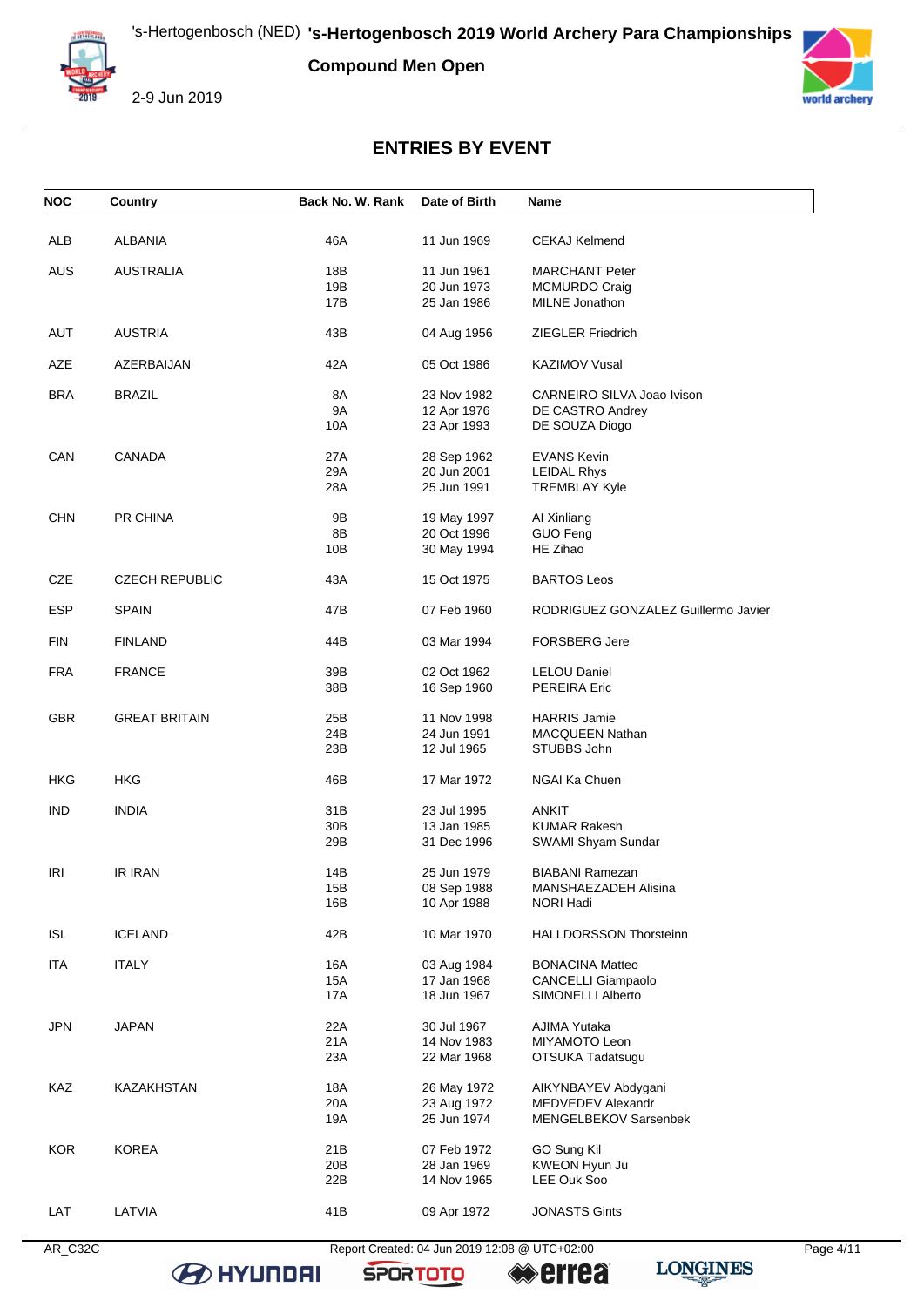# 's-Hertogenbosch 2019 World Archery Para Championships

## Compound Men Open

's-Hertogenbosch (NED)

2-9 Jun 2019

## ENTRIES BY EVENT

| NOC | Country | Back No. | W. Rank | Date of Birth | Name |
|---|---|---|---|---|---|
| ALB | ALBANIA | 46A | | 11 Jun 1969 | CEKAJ Kelmend |
| AUS | AUSTRALIA | 18B | | 11 Jun 1961 | MARCHANT Peter |
| | | 19B | | 20 Jun 1973 | MCMURDO Craig |
| | | 17B | | 25 Jan 1986 | MILNE Jonathon |
| AUT | AUSTRIA | 43B | | 04 Aug 1956 | ZIEGLER Friedrich |
| AZE | AZERBAIJAN | 42A | | 05 Oct 1986 | KAZIMOV Vusal |
| BRA | BRAZIL | 8A | | 23 Nov 1982 | CARNEIRO SILVA Joao Ivison |
| | | 9A | | 12 Apr 1976 | DE CASTRO Andrey |
| | | 10A | | 23 Apr 1993 | DE SOUZA Diogo |
| CAN | CANADA | 27A | | 28 Sep 1962 | EVANS Kevin |
| | | 29A | | 20 Jun 2001 | LEIDAL Rhys |
| | | 28A | | 25 Jun 1991 | TREMBLAY Kyle |
| CHN | PR CHINA | 9B | | 19 May 1997 | AI Xinliang |
| | | 8B | | 20 Oct 1996 | GUO Feng |
| | | 10B | | 30 May 1994 | HE Zihao |
| CZE | CZECH REPUBLIC | 43A | | 15 Oct 1975 | BARTOS Leos |
| ESP | SPAIN | 47B | | 07 Feb 1960 | RODRIGUEZ GONZALEZ Guillermo Javier |
| FIN | FINLAND | 44B | | 03 Mar 1994 | FORSBERG Jere |
| FRA | FRANCE | 39B | | 02 Oct 1962 | LELOU Daniel |
| | | 38B | | 16 Sep 1960 | PEREIRA Eric |
| GBR | GREAT BRITAIN | 25B | | 11 Nov 1998 | HARRIS Jamie |
| | | 24B | | 24 Jun 1991 | MACQUEEN Nathan |
| | | 23B | | 12 Jul 1965 | STUBBS John |
| HKG | HKG | 46B | | 17 Mar 1972 | NGAI Ka Chuen |
| IND | INDIA | 31B | | 23 Jul 1995 | ANKIT |
| | | 30B | | 13 Jan 1985 | KUMAR Rakesh |
| | | 29B | | 31 Dec 1996 | SWAMI Shyam Sundar |
| IRI | IR IRAN | 14B | | 25 Jun 1979 | BIABANI Ramezan |
| | | 15B | | 08 Sep 1988 | MANSHAEZADEH Alisina |
| | | 16B | | 10 Apr 1988 | NORI Hadi |
| ISL | ICELAND | 42B | | 10 Mar 1970 | HALLDORSSON Thorsteinn |
| ITA | ITALY | 16A | | 03 Aug 1984 | BONACINA Matteo |
| | | 15A | | 17 Jan 1968 | CANCELLI Giampaolo |
| | | 17A | | 18 Jun 1967 | SIMONELLI Alberto |
| JPN | JAPAN | 22A | | 30 Jul 1967 | AJIMA Yutaka |
| | | 21A | | 14 Nov 1983 | MIYAMOTO Leon |
| | | 23A | | 22 Mar 1968 | OTSUKA Tadatsugu |
| KAZ | KAZAKHSTAN | 18A | | 26 May 1972 | AIKYNBAYEV Abdygani |
| | | 20A | | 23 Aug 1972 | MEDVEDEV Alexandr |
| | | 19A | | 25 Jun 1974 | MENGELBEKOV Sarsenbek |
| KOR | KOREA | 21B | | 07 Feb 1972 | GO Sung Kil |
| | | 20B | | 28 Jan 1969 | KWEON Hyun Ju |
| | | 22B | | 14 Nov 1965 | LEE Ouk Soo |
| LAT | LATVIA | 41B | | 09 Apr 1972 | JONASTS Gints |

AR_C32C Report Created: 04 Jun 2019 12:08 @ UTC+02:00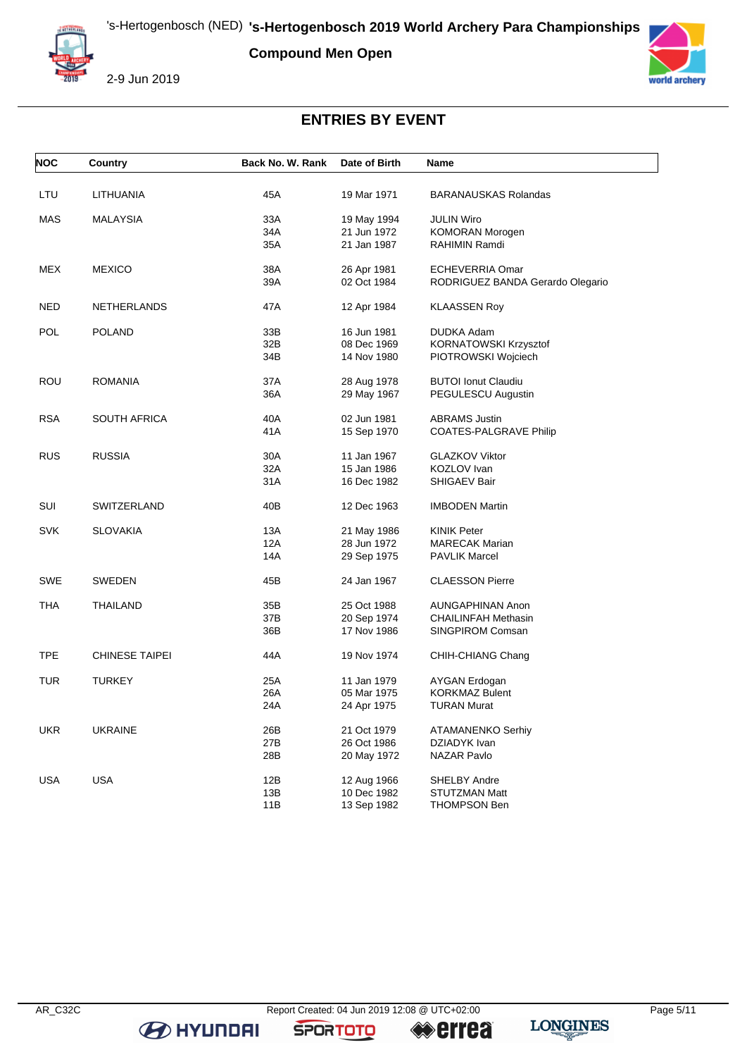# 's-Hertogenbosch 2019 World Archery Para Championships

's-Hertogenbosch (NED)

**Compound Men Open**

2-9 Jun 2019

## ENTRIES BY EVENT

| NOC | Country | Back No. W. Rank | Date of Birth | Name |
|---|---|---|---|---|
| LTU | LITHUANIA | 45A | 19 Mar 1971 | BARANAUSKAS Rolandas |
| MAS | MALAYSIA | 33A | 19 May 1994 | JULIN Wiro |
| | | 34A | 21 Jun 1972 | KOMORAN Morogen |
| | | 35A | 21 Jan 1987 | RAHIMIN Ramdi |
| MEX | MEXICO | 38A | 26 Apr 1981 | ECHEVERRIA Omar |
| | | 39A | 02 Oct 1984 | RODRIGUEZ BANDA Gerardo Olegario |
| NED | NETHERLANDS | 47A | 12 Apr 1984 | KLAASSEN Roy |
| POL | POLAND | 33B | 16 Jun 1981 | DUDKA Adam |
| | | 32B | 08 Dec 1969 | KORNATOWSKI Krzysztof |
| | | 34B | 14 Nov 1980 | PIOTROWSKI Wojciech |
| ROU | ROMANIA | 37A | 28 Aug 1978 | BUTOI Ionut Claudiu |
| | | 36A | 29 May 1967 | PEGULESCU Augustin |
| RSA | SOUTH AFRICA | 40A | 02 Jun 1981 | ABRAMS Justin |
| | | 41A | 15 Sep 1970 | COATES-PALGRAVE Philip |
| RUS | RUSSIA | 30A | 11 Jan 1967 | GLAZKOV Viktor |
| | | 32A | 15 Jan 1986 | KOZLOV Ivan |
| | | 31A | 16 Dec 1982 | SHIGAEV Bair |
| SUI | SWITZERLAND | 40B | 12 Dec 1963 | IMBODEN Martin |
| SVK | SLOVAKIA | 13A | 21 May 1986 | KINIK Peter |
| | | 12A | 28 Jun 1972 | MARECAK Marian |
| | | 14A | 29 Sep 1975 | PAVLIK Marcel |
| SWE | SWEDEN | 45B | 24 Jan 1967 | CLAESSON Pierre |
| THA | THAILAND | 35B | 25 Oct 1988 | AUNGAPHINAN Anon |
| | | 37B | 20 Sep 1974 | CHAILINFAH Methasin |
| | | 36B | 17 Nov 1986 | SINGPIROM Comsan |
| TPE | CHINESE TAIPEI | 44A | 19 Nov 1974 | CHIH-CHIANG Chang |
| TUR | TURKEY | 25A | 11 Jan 1979 | AYGAN Erdogan |
| | | 26A | 05 Mar 1975 | KORKMAZ Bulent |
| | | 24A | 24 Apr 1975 | TURAN Murat |
| UKR | UKRAINE | 26B | 21 Oct 1979 | ATAMANENKO Serhiy |
| | | 27B | 26 Oct 1986 | DZIADYK Ivan |
| | | 28B | 20 May 1972 | NAZAR Pavlo |
| USA | USA | 12B | 12 Aug 1966 | SHELBY Andre |
| | | 13B | 10 Dec 1982 | STUTZMAN Matt |
| | | 11B | 13 Sep 1982 | THOMPSON Ben |

AR_C32C — Report Created: 04 Jun 2019 12:08 @ UTC+02:00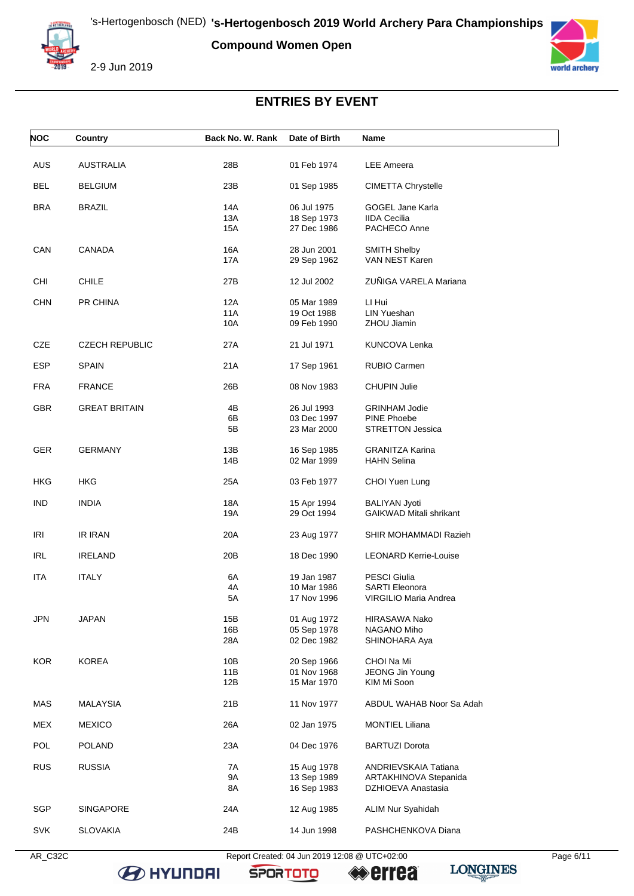## ENTRIES BY EVENT

| NOC | Country | Back No. W. Rank | Date of Birth | Name |
|---|---|---|---|---|
| AUS | AUSTRALIA | 28B | 01 Feb 1974 | LEE Ameera |
| BEL | BELGIUM | 23B | 01 Sep 1985 | CIMETTA Chrystelle |
| BRA | BRAZIL | 14A | 06 Jul 1975 | GOGEL Jane Karla |
| | | 13A | 18 Sep 1973 | IIDA Cecilia |
| | | 15A | 27 Dec 1986 | PACHECO Anne |
| CAN | CANADA | 16A | 28 Jun 2001 | SMITH Shelby |
| | | 17A | 29 Sep 1962 | VAN NEST Karen |
| CHI | CHILE | 27B | 12 Jul 2002 | ZUÑIGA VARELA Mariana |
| CHN | PR CHINA | 12A | 05 Mar 1989 | LI Hui |
| | | 11A | 19 Oct 1988 | LIN Yueshan |
| | | 10A | 09 Feb 1990 | ZHOU Jiamin |
| CZE | CZECH REPUBLIC | 27A | 21 Jul 1971 | KUNCOVA Lenka |
| ESP | SPAIN | 21A | 17 Sep 1961 | RUBIO Carmen |
| FRA | FRANCE | 26B | 08 Nov 1983 | CHUPIN Julie |
| GBR | GREAT BRITAIN | 4B | 26 Jul 1993 | GRINHAM Jodie |
| | | 6B | 03 Dec 1997 | PINE Phoebe |
| | | 5B | 23 Mar 2000 | STRETTON Jessica |
| GER | GERMANY | 13B | 16 Sep 1985 | GRANITZA Karina |
| | | 14B | 02 Mar 1999 | HAHN Selina |
| HKG | HKG | 25A | 03 Feb 1977 | CHOI Yuen Lung |
| IND | INDIA | 18A | 15 Apr 1994 | BALIYAN Jyoti |
| | | 19A | 29 Oct 1994 | GAIKWAD Mitali shrikant |
| IRI | IR IRAN | 20A | 23 Aug 1977 | SHIR MOHAMMADI Razieh |
| IRL | IRELAND | 20B | 18 Dec 1990 | LEONARD Kerrie-Louise |
| ITA | ITALY | 6A | 19 Jan 1987 | PESCI Giulia |
| | | 4A | 10 Mar 1986 | SARTI Eleonora |
| | | 5A | 17 Nov 1996 | VIRGILIO Maria Andrea |
| JPN | JAPAN | 15B | 01 Aug 1972 | HIRASAWA Nako |
| | | 16B | 05 Sep 1978 | NAGANO Miho |
| | | 28A | 02 Dec 1982 | SHINOHARA Aya |
| KOR | KOREA | 10B | 20 Sep 1966 | CHOI Na Mi |
| | | 11B | 01 Nov 1968 | JEONG Jin Young |
| | | 12B | 15 Mar 1970 | KIM Mi Soon |
| MAS | MALAYSIA | 21B | 11 Nov 1977 | ABDUL WAHAB Noor Sa Adah |
| MEX | MEXICO | 26A | 02 Jan 1975 | MONTIEL Liliana |
| POL | POLAND | 23A | 04 Dec 1976 | BARTUZI Dorota |
| RUS | RUSSIA | 7A | 15 Aug 1978 | ANDRIEVSKAIA Tatiana |
| | | 9A | 13 Sep 1989 | ARTAKHINOVA Stepanida |
| | | 8A | 16 Sep 1983 | DZHIOEVA Anastasia |
| SGP | SINGAPORE | 24A | 12 Aug 1985 | ALIM Nur Syahidah |
| SVK | SLOVAKIA | 24B | 14 Jun 1998 | PASHCHENKOVA Diana |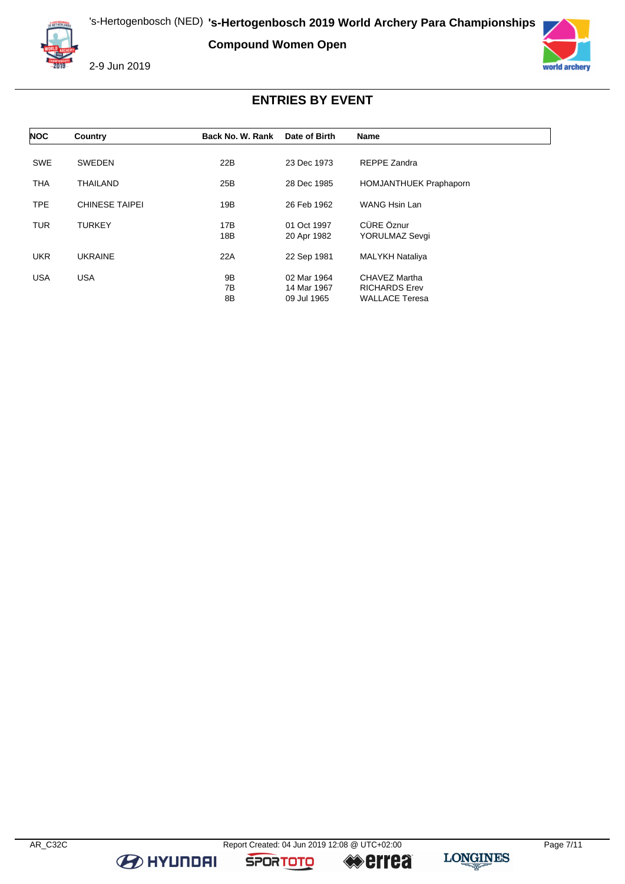's-Hertogenbosch (NED) **'s-Hertogenbosch 2019 World Archery Para Championships**

**Compound Women Open**

2-9 Jun 2019

## ENTRIES BY EVENT

| NOC | Country | Back No. | W. Rank | Date of Birth | Name |
|---|---|---|---|---|---|
| SWE | SWEDEN | 22B | | 23 Dec 1973 | REPPE Zandra |
| THA | THAILAND | 25B | | 28 Dec 1985 | HOMJANTHUEK Praphaporn |
| TPE | CHINESE TAIPEI | 19B | | 26 Feb 1962 | WANG Hsin Lan |
| TUR | TURKEY | 17B | | 01 Oct 1997 | CÜRE Öznur |
| | | 18B | | 20 Apr 1982 | YORULMAZ Sevgi |
| UKR | UKRAINE | 22A | | 22 Sep 1981 | MALYKH Nataliya |
| USA | USA | 9B | | 02 Mar 1964 | CHAVEZ Martha |
| | | 7B | | 14 Mar 1967 | RICHARDS Erev |
| | | 8B | | 09 Jul 1965 | WALLACE Teresa |

AR_C32C Report Created: 04 Jun 2019 12:08 @ UTC+02:00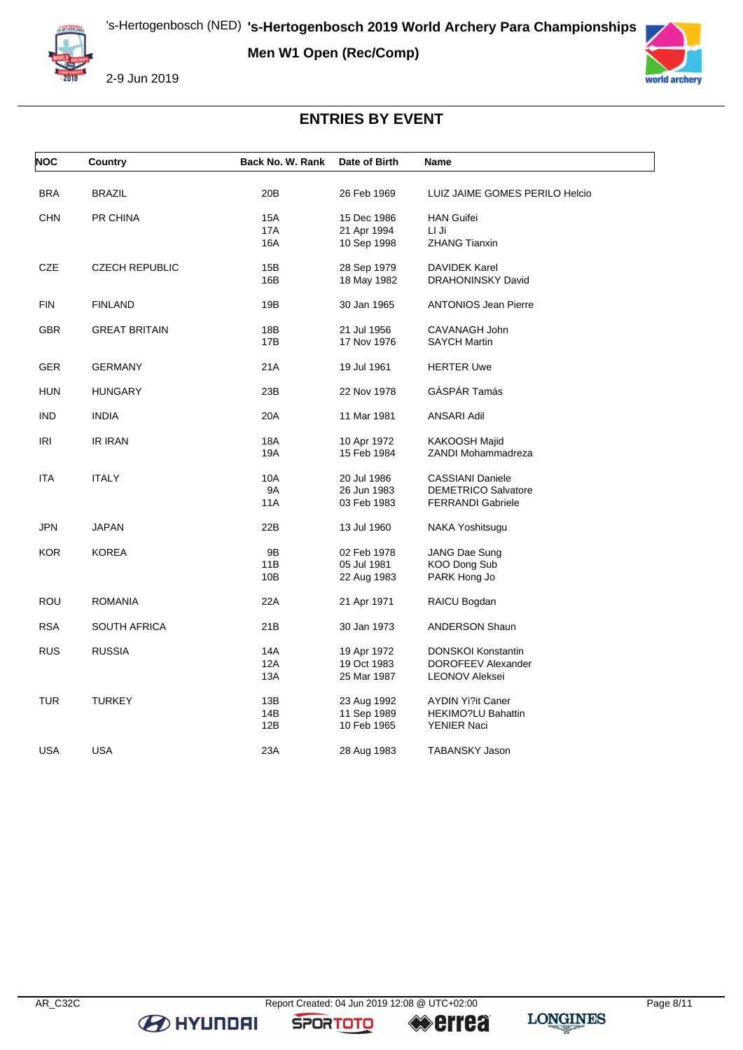# 's-Hertogenbosch 2019 World Archery Para Championships

's-Hertogenbosch (NED)

**Men W1 Open (Rec/Comp)**

2-9 Jun 2019

## ENTRIES BY EVENT

| NOC | Country | Back No. | W. Rank | Date of Birth | Name |
|---|---|---|---|---|---|
| BRA | BRAZIL | 20B | | 26 Feb 1969 | LUIZ JAIME GOMES PERILO Helcio |
| CHN | PR CHINA | 15A | | 15 Dec 1986 | HAN Guifei |
| | | 17A | | 21 Apr 1994 | LI Ji |
| | | 16A | | 10 Sep 1998 | ZHANG Tianxin |
| CZE | CZECH REPUBLIC | 15B | | 28 Sep 1979 | DAVIDEK Karel |
| | | 16B | | 18 May 1982 | DRAHONINSKY David |
| FIN | FINLAND | 19B | | 30 Jan 1965 | ANTONIOS Jean Pierre |
| GBR | GREAT BRITAIN | 18B | | 21 Jul 1956 | CAVANAGH John |
| | | 17B | | 17 Nov 1976 | SAYCH Martin |
| GER | GERMANY | 21A | | 19 Jul 1961 | HERTER Uwe |
| HUN | HUNGARY | 23B | | 22 Nov 1978 | GÁSPÁR Tamás |
| IND | INDIA | 20A | | 11 Mar 1981 | ANSARI Adil |
| IRI | IR IRAN | 18A | | 10 Apr 1972 | KAKOOSH Majid |
| | | 19A | | 15 Feb 1984 | ZANDI Mohammadreza |
| ITA | ITALY | 10A | | 20 Jul 1986 | CASSIANI Daniele |
| | | 9A | | 26 Jun 1983 | DEMETRICO Salvatore |
| | | 11A | | 03 Feb 1983 | FERRANDI Gabriele |
| JPN | JAPAN | 22B | | 13 Jul 1960 | NAKA Yoshitsugu |
| KOR | KOREA | 9B | | 02 Feb 1978 | JANG Dae Sung |
| | | 11B | | 05 Jul 1981 | KOO Dong Sub |
| | | 10B | | 22 Aug 1983 | PARK Hong Jo |
| ROU | ROMANIA | 22A | | 21 Apr 1971 | RAICU Bogdan |
| RSA | SOUTH AFRICA | 21B | | 30 Jan 1973 | ANDERSON Shaun |
| RUS | RUSSIA | 14A | | 19 Apr 1972 | DONSKOI Konstantin |
| | | 12A | | 19 Oct 1983 | DOROFEEV Alexander |
| | | 13A | | 25 Mar 1987 | LEONOV Aleksei |
| TUR | TURKEY | 13B | | 23 Aug 1992 | AYDIN Yi?it Caner |
| | | 14B | | 11 Sep 1989 | HEKIMO?LU Bahattin |
| | | 12B | | 10 Feb 1965 | YENIER Naci |
| USA | USA | 23A | | 28 Aug 1983 | TABANSKY Jason |

AR_C32C Report Created: 04 Jun 2019 12:08 @ UTC+02:00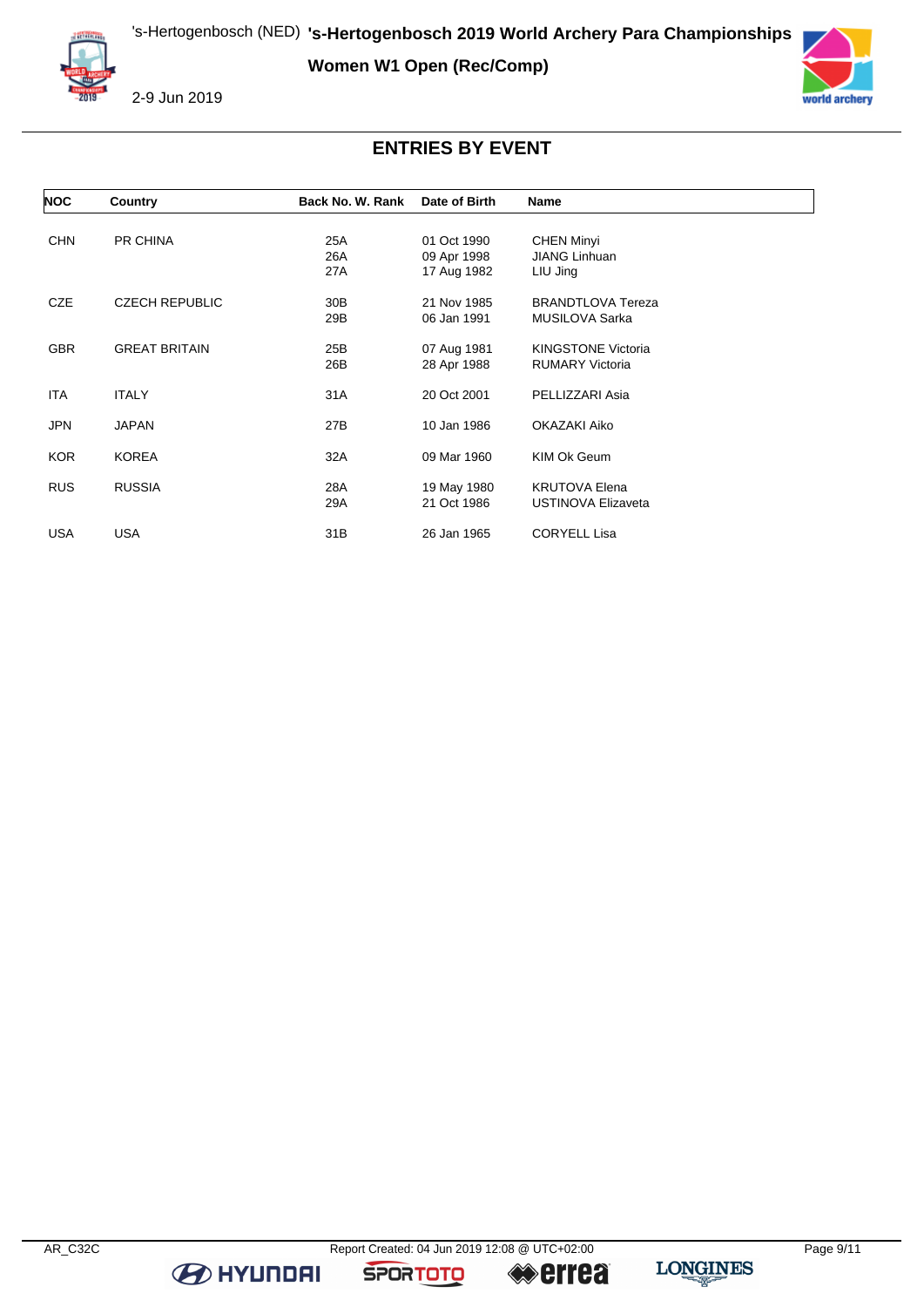# ENTRIES BY EVENT

Women W1 Open (Rec/Comp)

| NOC | Country | Back No. | W. Rank | Date of Birth | Name |
|---|---|---|---|---|---|
| CHN | PR CHINA | 25A | | 01 Oct 1990 | CHEN Minyi |
| | | 26A | | 09 Apr 1998 | JIANG Linhuan |
| | | 27A | | 17 Aug 1982 | LIU Jing |
| CZE | CZECH REPUBLIC | 30B | | 21 Nov 1985 | BRANDTLOVA Tereza |
| | | 29B | | 06 Jan 1991 | MUSILOVA Sarka |
| GBR | GREAT BRITAIN | 25B | | 07 Aug 1981 | KINGSTONE Victoria |
| | | 26B | | 28 Apr 1988 | RUMARY Victoria |
| ITA | ITALY | 31A | | 20 Oct 2001 | PELLIZZARI Asia |
| JPN | JAPAN | 27B | | 10 Jan 1986 | OKAZAKI Aiko |
| KOR | KOREA | 32A | | 09 Mar 1960 | KIM Ok Geum |
| RUS | RUSSIA | 28A | | 19 May 1980 | KRUTOVA Elena |
| | | 29A | | 21 Oct 1986 | USTINOVA Elizaveta |
| USA | USA | 31B | | 26 Jan 1965 | CORYELL Lisa |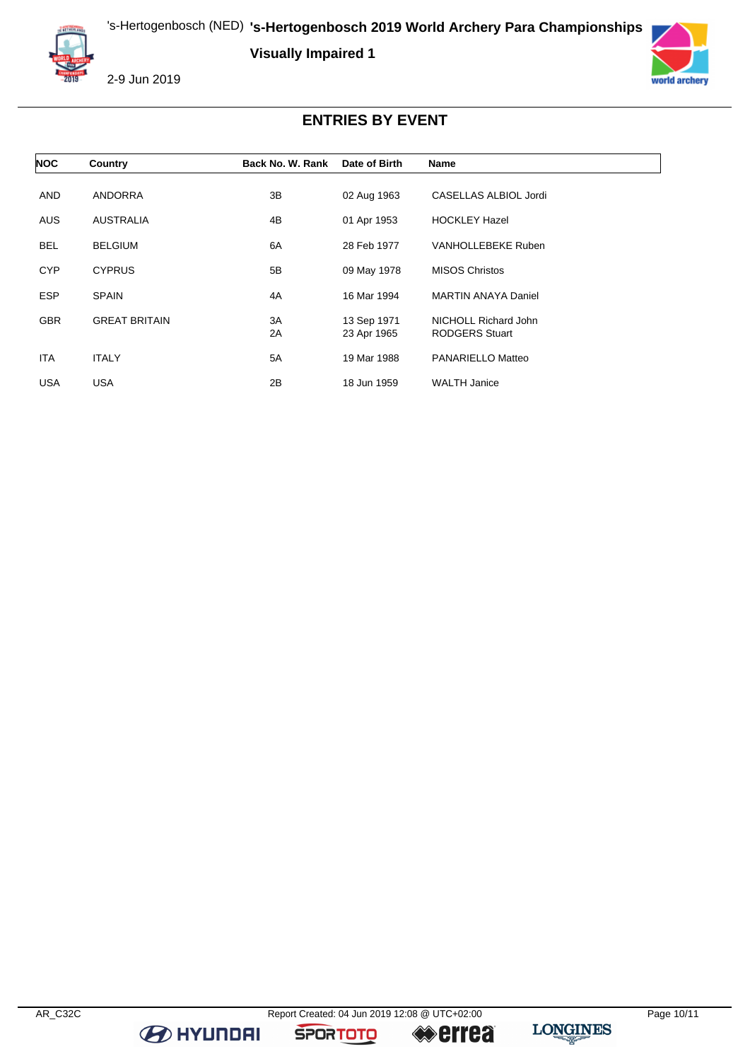## Visually Impaired 1

# ENTRIES BY EVENT

| NOC | Country | Back No. | W. Rank | Date of Birth | Name |
|---|---|---|---|---|---|
| AND | ANDORRA | 3B | | 02 Aug 1963 | CASELLAS ALBIOL Jordi |
| AUS | AUSTRALIA | 4B | | 01 Apr 1953 | HOCKLEY Hazel |
| BEL | BELGIUM | 6A | | 28 Feb 1977 | VANHOLLEBEKE Ruben |
| CYP | CYPRUS | 5B | | 09 May 1978 | MISOS Christos |
| ESP | SPAIN | 4A | | 16 Mar 1994 | MARTIN ANAYA Daniel |
| GBR | GREAT BRITAIN | 3A | | 13 Sep 1971 | NICHOLL Richard John |
| | | 2A | | 23 Apr 1965 | RODGERS Stuart |
| ITA | ITALY | 5A | | 19 Mar 1988 | PANARIELLO Matteo |
| USA | USA | 2B | | 18 Jun 1959 | WALTH Janice |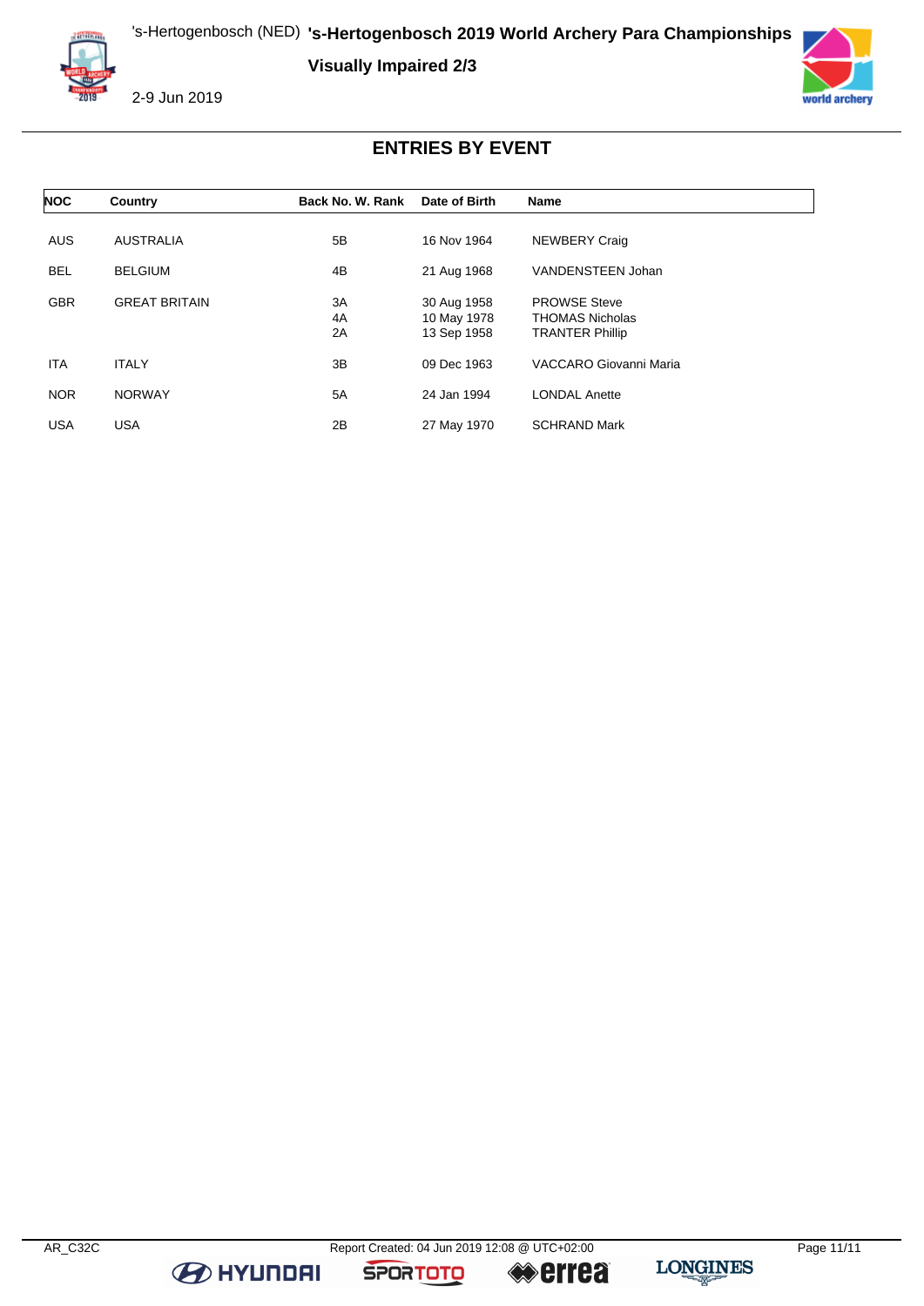# ENTRIES BY EVENT

## Visually Impaired 2/3

| NOC | Country | Back No. | W. Rank | Date of Birth | Name |
|---|---|---|---|---|---|
| AUS | AUSTRALIA | 5B | | 16 Nov 1964 | NEWBERY Craig |
| BEL | BELGIUM | 4B | | 21 Aug 1968 | VANDENSTEEN Johan |
| GBR | GREAT BRITAIN | 3A | | 30 Aug 1958 | PROWSE Steve |
| | | 4A | | 10 May 1978 | THOMAS Nicholas |
| | | 2A | | 13 Sep 1958 | TRANTER Phillip |
| ITA | ITALY | 3B | | 09 Dec 1963 | VACCARO Giovanni Maria |
| NOR | NORWAY | 5A | | 24 Jan 1994 | LONDAL Anette |
| USA | USA | 2B | | 27 May 1970 | SCHRAND Mark |